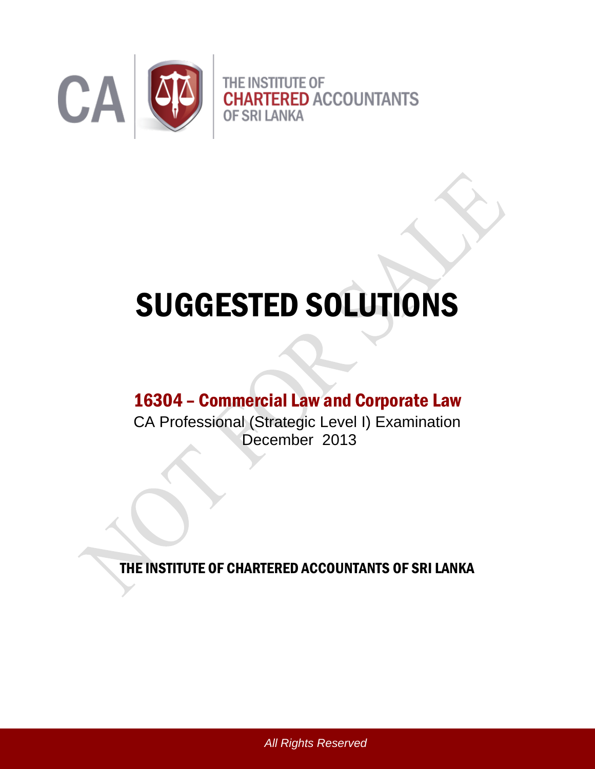THE INSTITUTE OF
CHARTERED ACCOUNTANTS
OF SRI LANKA

# SUGGESTED SOLUTIONS

## 16304 – Commercial Law and Corporate Law

CA Professional (Strategic Level I) Examination
December 2013

THE INSTITUTE OF CHARTERED ACCOUNTANTS OF SRI LANKA

*All Rights Reserved*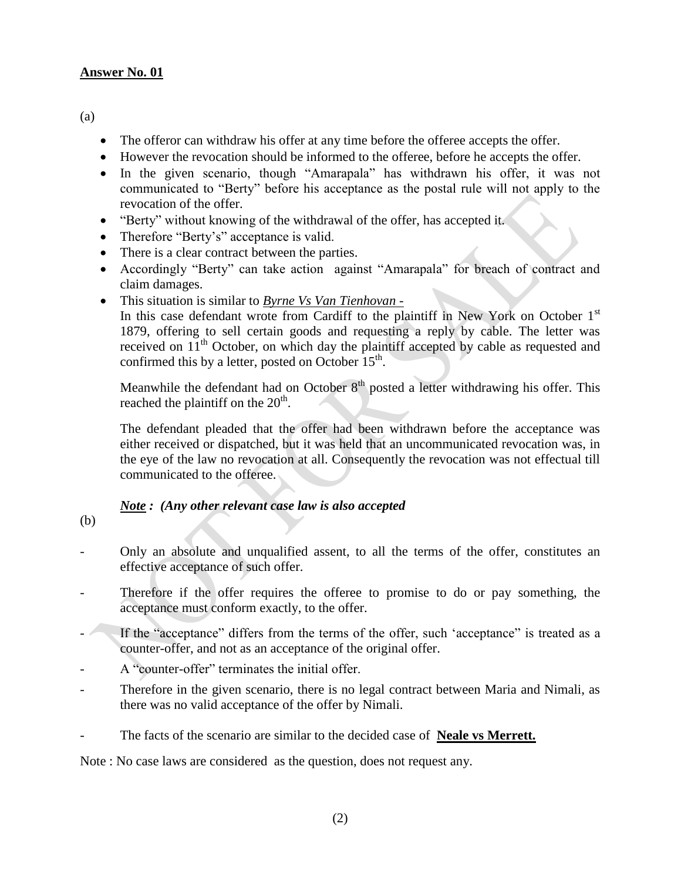**Answer No. 01**

(a)

- The offeror can withdraw his offer at any time before the offeree accepts the offer.
- However the revocation should be informed to the offeree, before he accepts the offer.
- In the given scenario, though "Amarapala" has withdrawn his offer, it was not communicated to "Berty" before his acceptance as the postal rule will not apply to the revocation of the offer.
- "Berty" without knowing of the withdrawal of the offer, has accepted it.
- Therefore "Berty's" acceptance is valid.
- There is a clear contract between the parties.
- Accordingly "Berty" can take action against "Amarapala" for breach of contract and claim damages.
- This situation is similar to *Byrne Vs Van Tienhovan -*

  In this case defendant wrote from Cardiff to the plaintiff in New York on October 1st 1879, offering to sell certain goods and requesting a reply by cable. The letter was received on 11th October, on which day the plaintiff accepted by cable as requested and confirmed this by a letter, posted on October 15th.

  Meanwhile the defendant had on October 8th posted a letter withdrawing his offer. This reached the plaintiff on the 20th.

  The defendant pleaded that the offer had been withdrawn before the acceptance was either received or dispatched, but it was held that an uncommunicated revocation was, in the eye of the law no revocation at all. Consequently the revocation was not effectual till communicated to the offeree.

  ***Note :** (Any other relevant case law is also accepted*

(b)

- Only an absolute and unqualified assent, to all the terms of the offer, constitutes an effective acceptance of such offer.
- Therefore if the offer requires the offeree to promise to do or pay something, the acceptance must conform exactly, to the offer.
- If the "acceptance" differs from the terms of the offer, such 'acceptance" is treated as a counter-offer, and not as an acceptance of the original offer.
- A "counter-offer" terminates the initial offer.
- Therefore in the given scenario, there is no legal contract between Maria and Nimali, as there was no valid acceptance of the offer by Nimali.
- The facts of the scenario are similar to the decided case of **Neale vs Merrett.**

Note : No case laws are considered as the question, does not request any.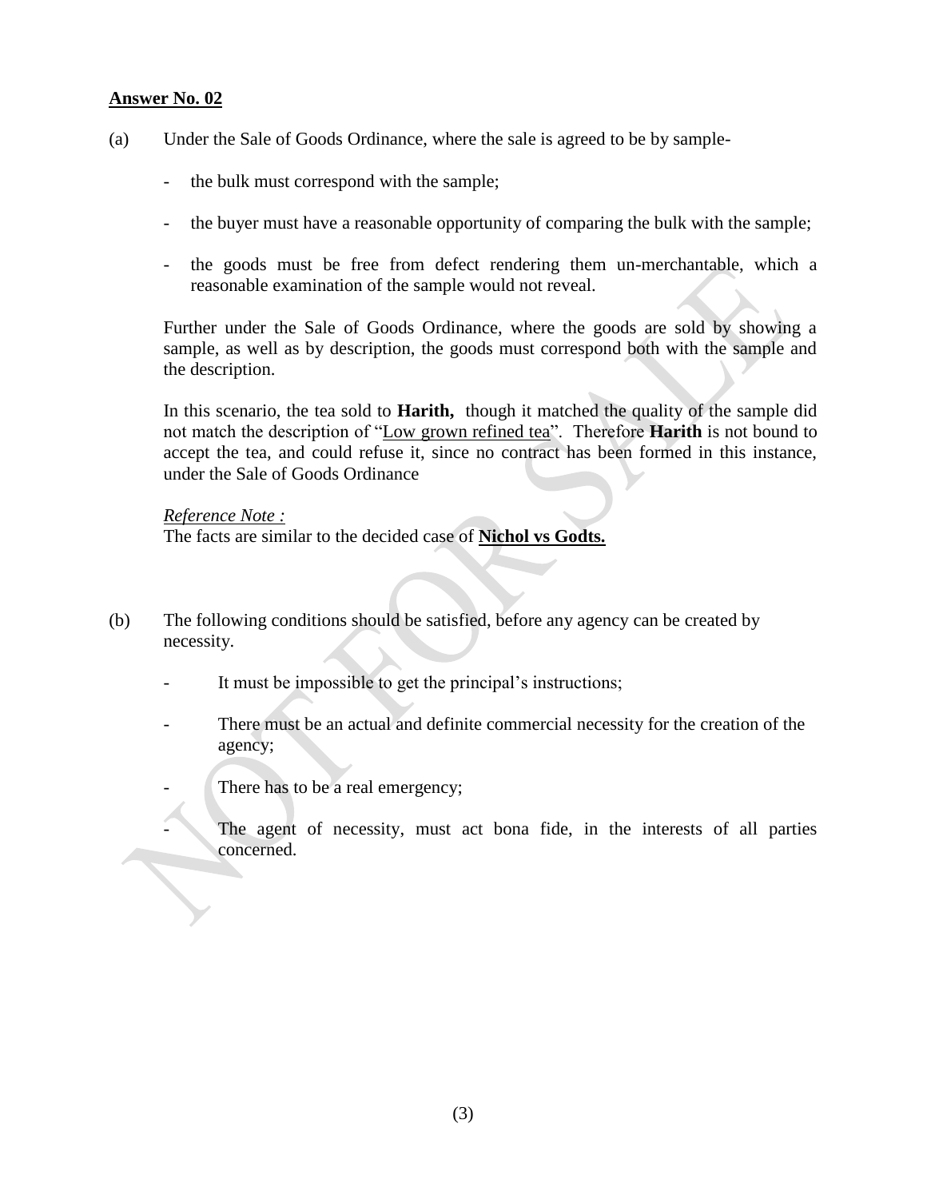**Answer No. 02**

(a) Under the Sale of Goods Ordinance, where the sale is agreed to be by sample-

- the bulk must correspond with the sample;
- the buyer must have a reasonable opportunity of comparing the bulk with the sample;
- the goods must be free from defect rendering them un-merchantable, which a reasonable examination of the sample would not reveal.

Further under the Sale of Goods Ordinance, where the goods are sold by showing a sample, as well as by description, the goods must correspond both with the sample and the description.

In this scenario, the tea sold to **Harith,** though it matched the quality of the sample did not match the description of "Low grown refined tea". Therefore **Harith** is not bound to accept the tea, and could refuse it, since no contract has been formed in this instance, under the Sale of Goods Ordinance

*Reference Note :*
The facts are similar to the decided case of **Nichol vs Godts.**

(b) The following conditions should be satisfied, before any agency can be created by necessity.

- It must be impossible to get the principal's instructions;
- There must be an actual and definite commercial necessity for the creation of the agency;
- There has to be a real emergency;
- The agent of necessity, must act bona fide, in the interests of all parties concerned.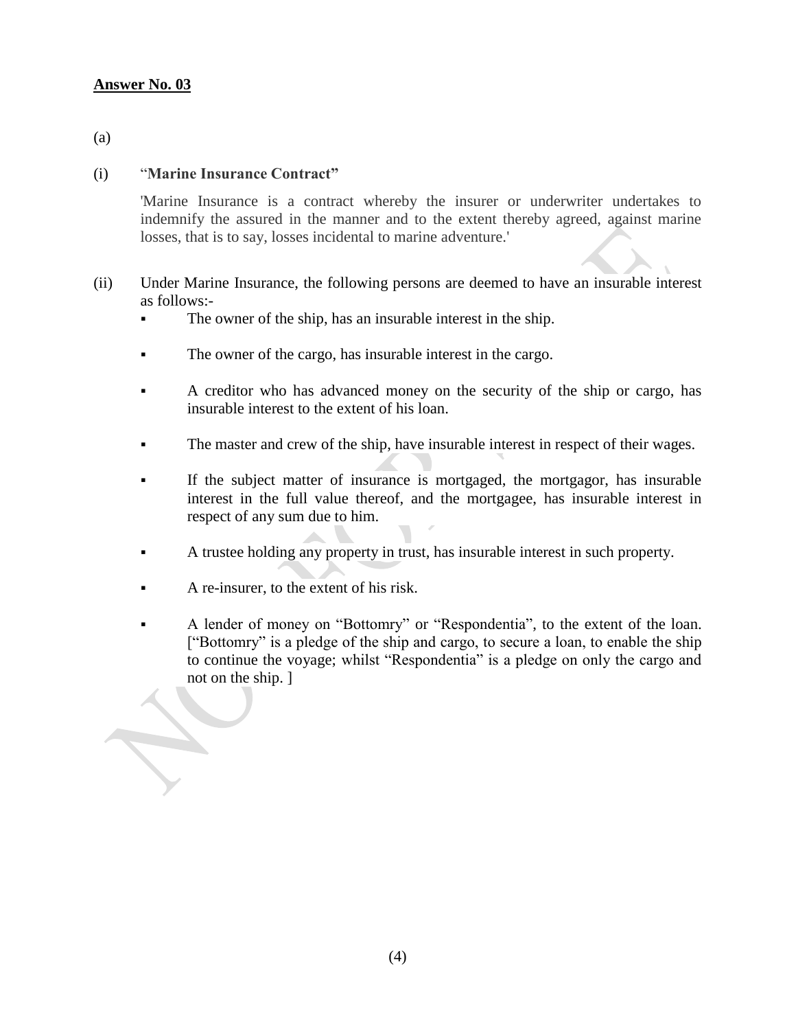**Answer No. 03**

(a)

(i) "**Marine Insurance Contract"**

'Marine Insurance is a contract whereby the insurer or underwriter undertakes to indemnify the assured in the manner and to the extent thereby agreed, against marine losses, that is to say, losses incidental to marine adventure.'

(ii) Under Marine Insurance, the following persons are deemed to have an insurable interest as follows:-

- The owner of the ship, has an insurable interest in the ship.
- The owner of the cargo, has insurable interest in the cargo.
- A creditor who has advanced money on the security of the ship or cargo, has insurable interest to the extent of his loan.
- The master and crew of the ship, have insurable interest in respect of their wages.
- If the subject matter of insurance is mortgaged, the mortgagor, has insurable interest in the full value thereof, and the mortgagee, has insurable interest in respect of any sum due to him.
- A trustee holding any property in trust, has insurable interest in such property.
- A re-insurer, to the extent of his risk.
- A lender of money on "Bottomry" or "Respondentia", to the extent of the loan. ["Bottomry" is a pledge of the ship and cargo, to secure a loan, to enable the ship to continue the voyage; whilst "Respondentia" is a pledge on only the cargo and not on the ship. ]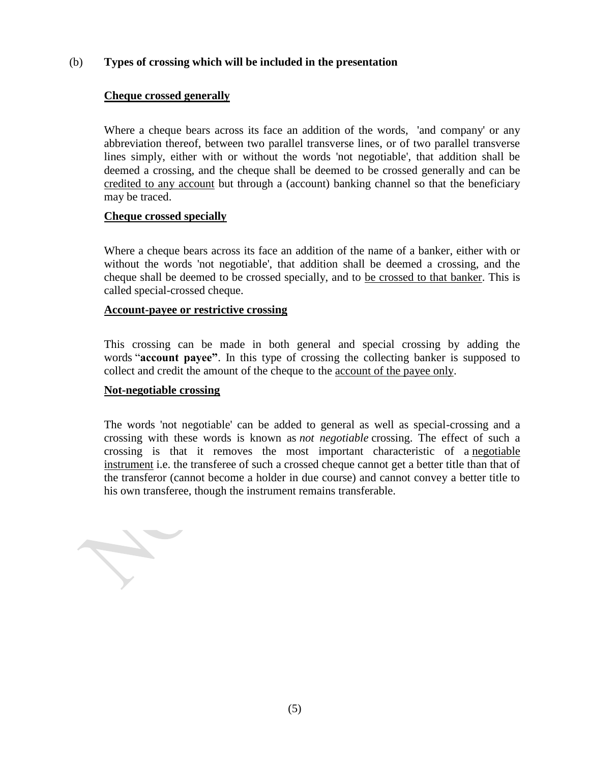(b) **Types of crossing which will be included in the presentation**

**Cheque crossed generally**

Where a cheque bears across its face an addition of the words, 'and company' or any abbreviation thereof, between two parallel transverse lines, or of two parallel transverse lines simply, either with or without the words 'not negotiable', that addition shall be deemed a crossing, and the cheque shall be deemed to be crossed generally and can be credited to any account but through a (account) banking channel so that the beneficiary may be traced.

**Cheque crossed specially**

Where a cheque bears across its face an addition of the name of a banker, either with or without the words 'not negotiable', that addition shall be deemed a crossing, and the cheque shall be deemed to be crossed specially, and to be crossed to that banker. This is called special-crossed cheque.

**Account-payee or restrictive crossing**

This crossing can be made in both general and special crossing by adding the words "**account payee"**. In this type of crossing the collecting banker is supposed to collect and credit the amount of the cheque to the account of the payee only.

**Not-negotiable crossing**

The words 'not negotiable' can be added to general as well as special-crossing and a crossing with these words is known as *not negotiable* crossing. The effect of such a crossing is that it removes the most important characteristic of a negotiable instrument i.e. the transferee of such a crossed cheque cannot get a better title than that of the transferor (cannot become a holder in due course) and cannot convey a better title to his own transferee, though the instrument remains transferable.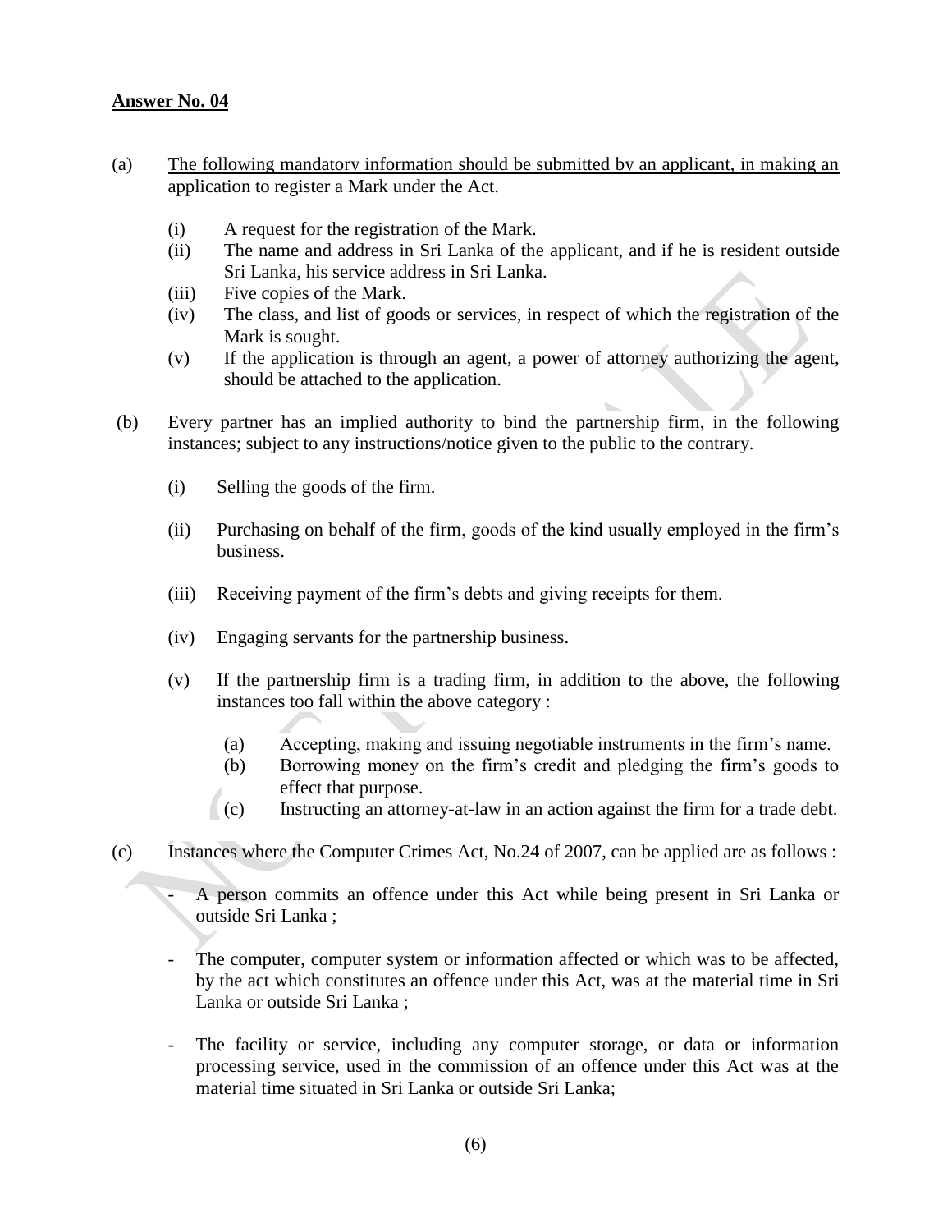**Answer No. 04**

(a) <u>The following mandatory information should be submitted by an applicant, in making an application to register a Mark under the Act.</u>

- (i) A request for the registration of the Mark.
- (ii) The name and address in Sri Lanka of the applicant, and if he is resident outside Sri Lanka, his service address in Sri Lanka.
- (iii) Five copies of the Mark.
- (iv) The class, and list of goods or services, in respect of which the registration of the Mark is sought.
- (v) If the application is through an agent, a power of attorney authorizing the agent, should be attached to the application.

(b) Every partner has an implied authority to bind the partnership firm, in the following instances; subject to any instructions/notice given to the public to the contrary.

- (i) Selling the goods of the firm.
- (ii) Purchasing on behalf of the firm, goods of the kind usually employed in the firm's business.
- (iii) Receiving payment of the firm's debts and giving receipts for them.
- (iv) Engaging servants for the partnership business.
- (v) If the partnership firm is a trading firm, in addition to the above, the following instances too fall within the above category :
  - (a) Accepting, making and issuing negotiable instruments in the firm's name.
  - (b) Borrowing money on the firm's credit and pledging the firm's goods to effect that purpose.
  - (c) Instructing an attorney-at-law in an action against the firm for a trade debt.

(c) Instances where the Computer Crimes Act, No.24 of 2007, can be applied are as follows :

- A person commits an offence under this Act while being present in Sri Lanka or outside Sri Lanka ;
- The computer, computer system or information affected or which was to be affected, by the act which constitutes an offence under this Act, was at the material time in Sri Lanka or outside Sri Lanka ;
- The facility or service, including any computer storage, or data or information processing service, used in the commission of an offence under this Act was at the material time situated in Sri Lanka or outside Sri Lanka;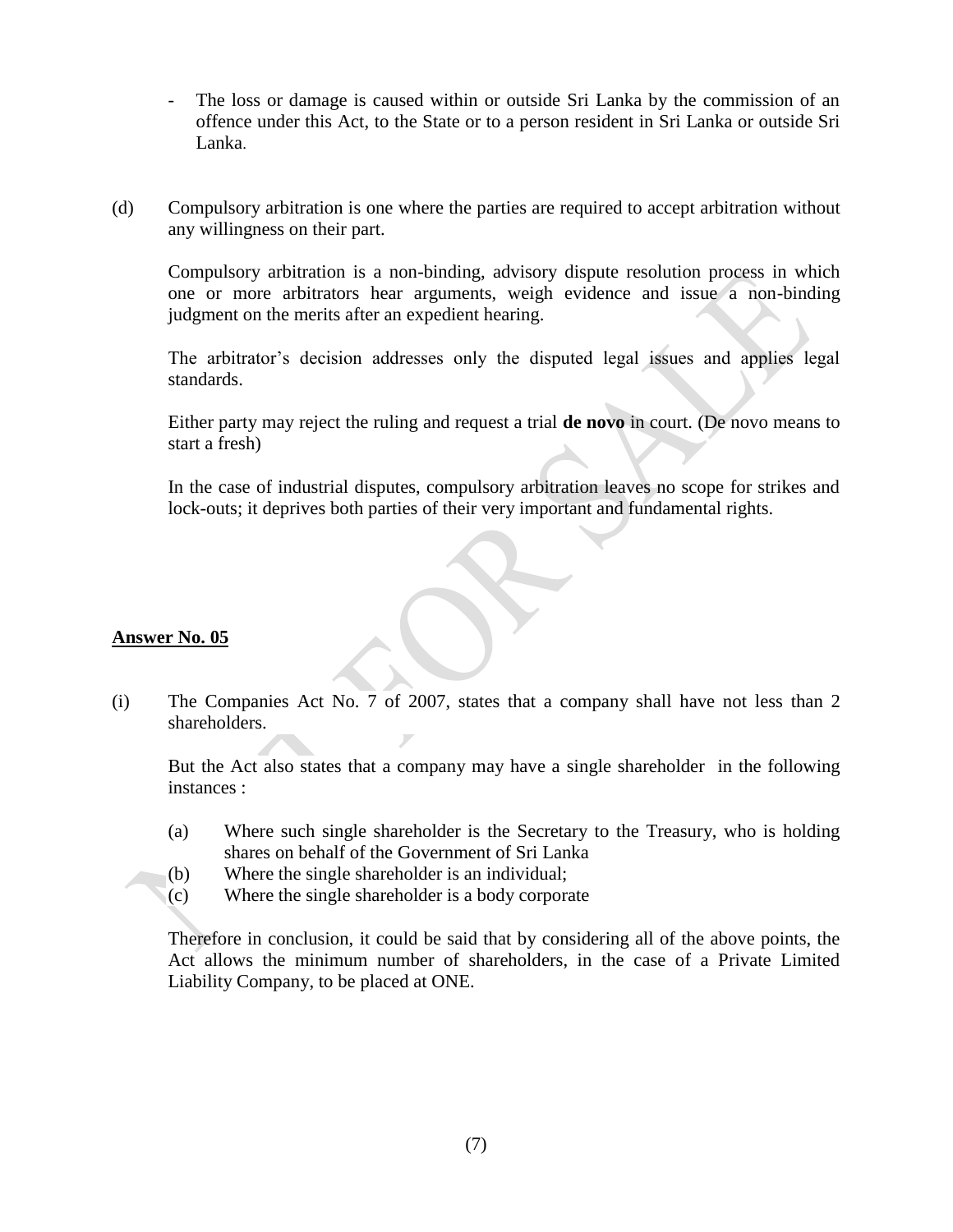- The loss or damage is caused within or outside Sri Lanka by the commission of an offence under this Act, to the State or to a person resident in Sri Lanka or outside Sri Lanka.

(d) Compulsory arbitration is one where the parties are required to accept arbitration without any willingness on their part.

Compulsory arbitration is a non-binding, advisory dispute resolution process in which one or more arbitrators hear arguments, weigh evidence and issue a non-binding judgment on the merits after an expedient hearing.

The arbitrator's decision addresses only the disputed legal issues and applies legal standards.

Either party may reject the ruling and request a trial **de novo** in court. (De novo means to start a fresh)

In the case of industrial disputes, compulsory arbitration leaves no scope for strikes and lock-outs; it deprives both parties of their very important and fundamental rights.

**<u>Answer No. 05</u>**

(i) The Companies Act No. 7 of 2007, states that a company shall have not less than 2 shareholders.

But the Act also states that a company may have a single shareholder in the following instances :

(a) Where such single shareholder is the Secretary to the Treasury, who is holding shares on behalf of the Government of Sri Lanka
(b) Where the single shareholder is an individual;
(c) Where the single shareholder is a body corporate

Therefore in conclusion, it could be said that by considering all of the above points, the Act allows the minimum number of shareholders, in the case of a Private Limited Liability Company, to be placed at ONE.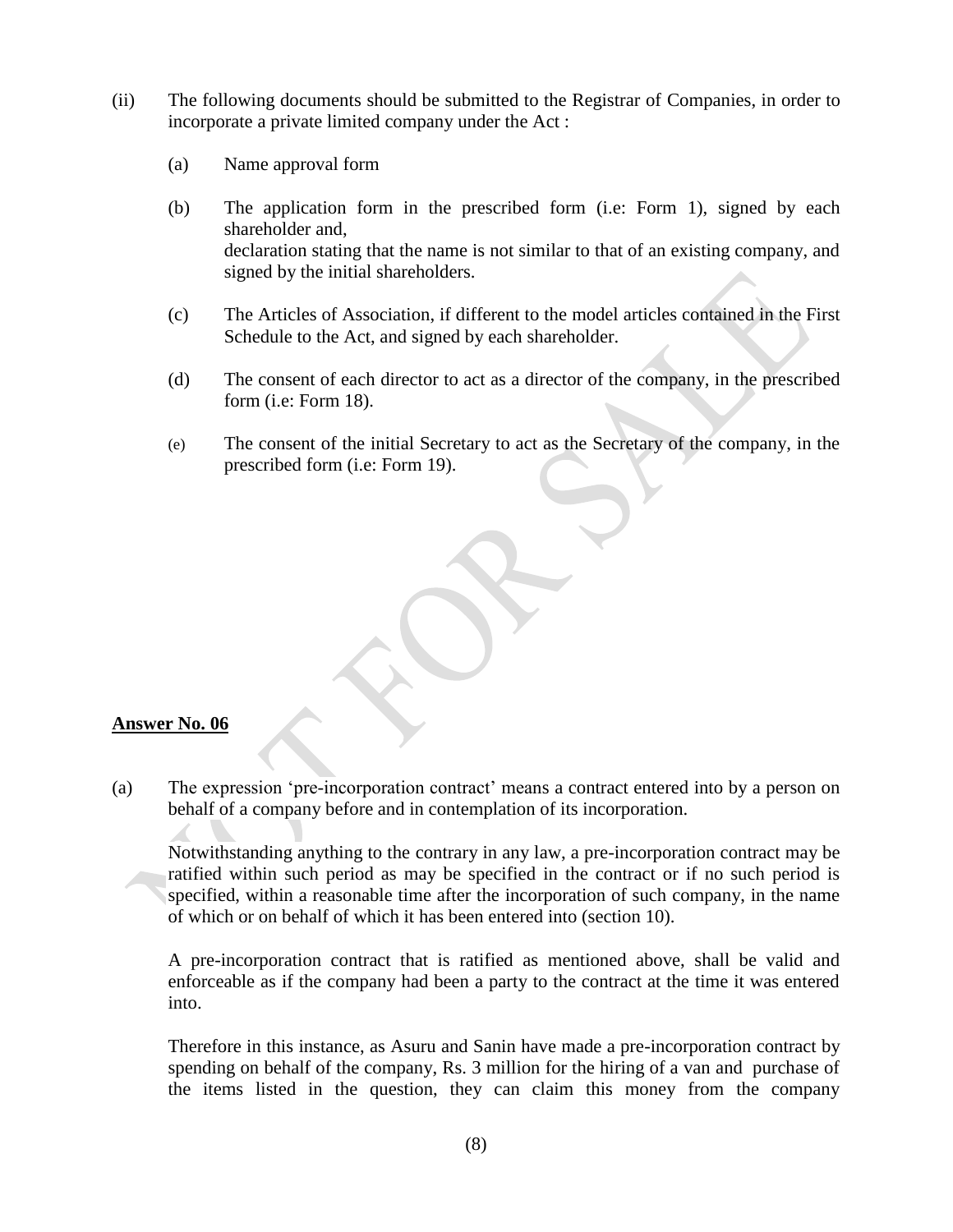(ii) The following documents should be submitted to the Registrar of Companies, in order to incorporate a private limited company under the Act :

(a) Name approval form

(b) The application form in the prescribed form (i.e: Form 1), signed by each shareholder and,
declaration stating that the name is not similar to that of an existing company, and signed by the initial shareholders.

(c) The Articles of Association, if different to the model articles contained in the First Schedule to the Act, and signed by each shareholder.

(d) The consent of each director to act as a director of the company, in the prescribed form (i.e: Form 18).

(e) The consent of the initial Secretary to act as the Secretary of the company, in the prescribed form (i.e: Form 19).

**Answer No. 06**

(a) The expression 'pre-incorporation contract' means a contract entered into by a person on behalf of a company before and in contemplation of its incorporation.

Notwithstanding anything to the contrary in any law, a pre-incorporation contract may be ratified within such period as may be specified in the contract or if no such period is specified, within a reasonable time after the incorporation of such company, in the name of which or on behalf of which it has been entered into (section 10).

A pre-incorporation contract that is ratified as mentioned above, shall be valid and enforceable as if the company had been a party to the contract at the time it was entered into.

Therefore in this instance, as Asuru and Sanin have made a pre-incorporation contract by spending on behalf of the company, Rs. 3 million for the hiring of a van and purchase of the items listed in the question, they can claim this money from the company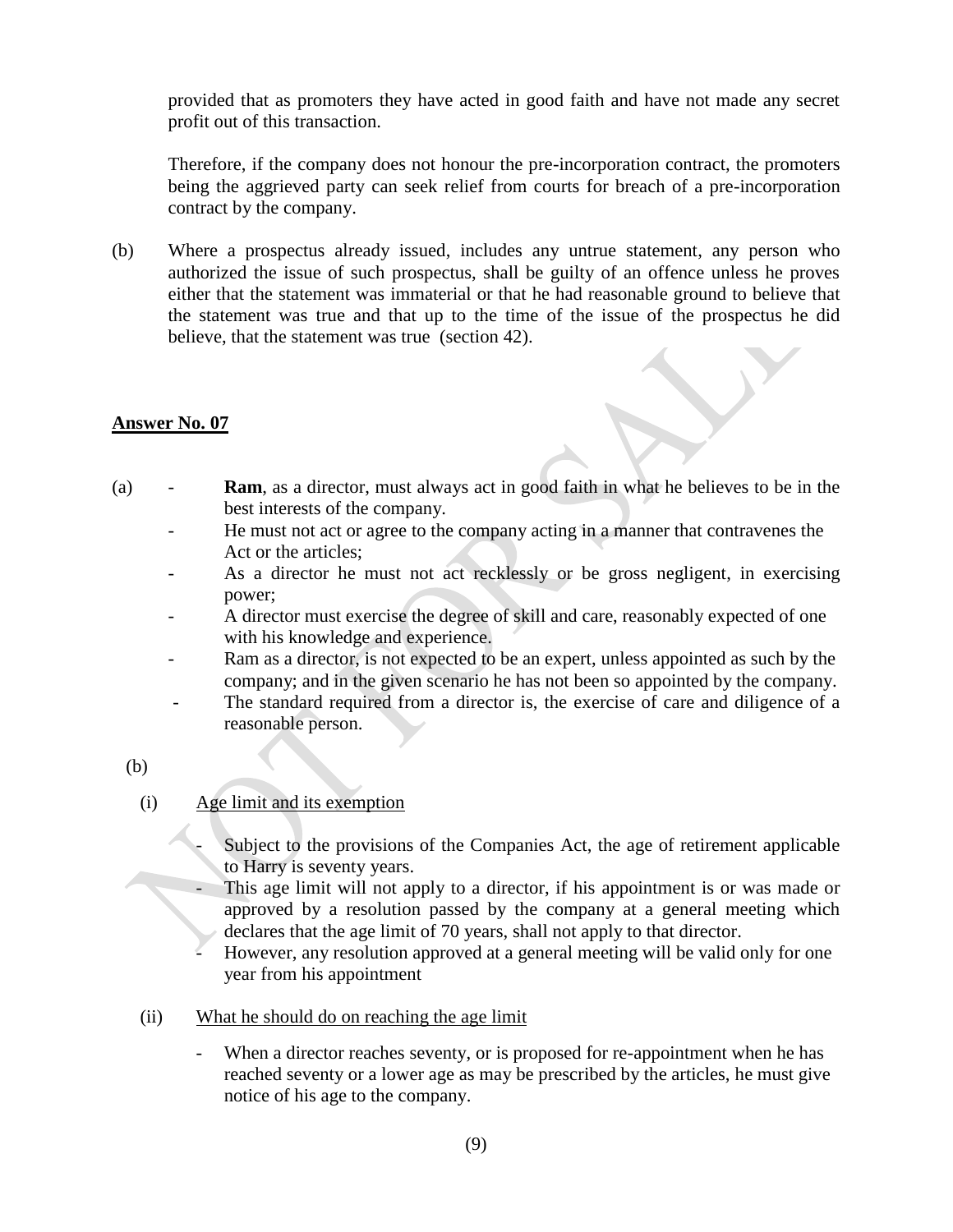provided that as promoters they have acted in good faith and have not made any secret profit out of this transaction.

Therefore, if the company does not honour the pre-incorporation contract, the promoters being the aggrieved party can seek relief from courts for breach of a pre-incorporation contract by the company.

(b) Where a prospectus already issued, includes any untrue statement, any person who authorized the issue of such prospectus, shall be guilty of an offence unless he proves either that the statement was immaterial or that he had reasonable ground to believe that the statement was true and that up to the time of the issue of the prospectus he did believe, that the statement was true (section 42).

**<u>Answer No. 07</u>**

(a)
- **Ram**, as a director, must always act in good faith in what he believes to be in the best interests of the company.
- He must not act or agree to the company acting in a manner that contravenes the Act or the articles;
- As a director he must not act recklessly or be gross negligent, in exercising power;
- A director must exercise the degree of skill and care, reasonably expected of one with his knowledge and experience.
- Ram as a director, is not expected to be an expert, unless appointed as such by the company; and in the given scenario he has not been so appointed by the company.
- The standard required from a director is, the exercise of care and diligence of a reasonable person.

(b)

(i) <u>Age limit and its exemption</u>

- Subject to the provisions of the Companies Act, the age of retirement applicable to Harry is seventy years.
- This age limit will not apply to a director, if his appointment is or was made or approved by a resolution passed by the company at a general meeting which declares that the age limit of 70 years, shall not apply to that director.
- However, any resolution approved at a general meeting will be valid only for one year from his appointment

(ii) <u>What he should do on reaching the age limit</u>

- When a director reaches seventy, or is proposed for re-appointment when he has reached seventy or a lower age as may be prescribed by the articles, he must give notice of his age to the company.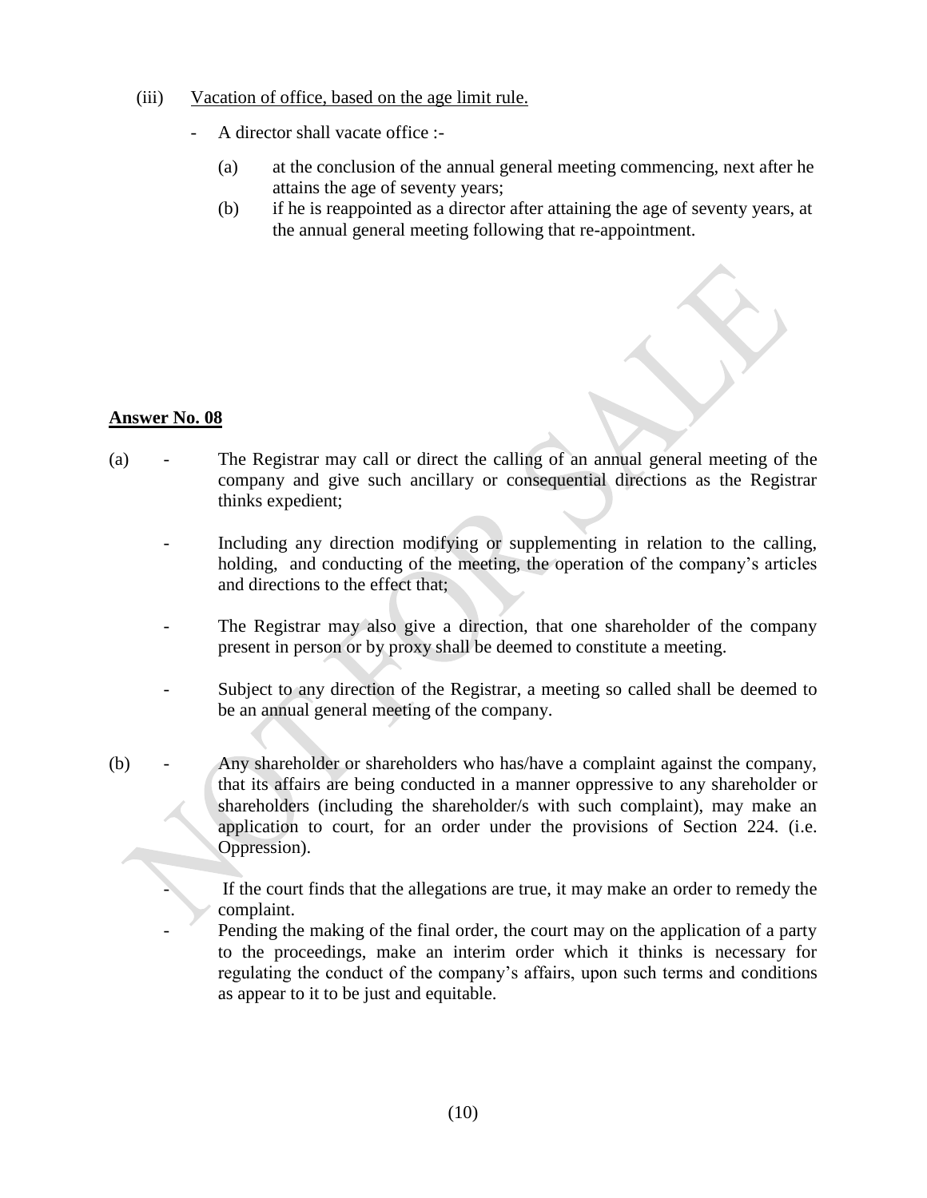(iii) Vacation of office, based on the age limit rule.

- A director shall vacate office :-

  (a) at the conclusion of the annual general meeting commencing, next after he attains the age of seventy years;

  (b) if he is reappointed as a director after attaining the age of seventy years, at the annual general meeting following that re-appointment.

**Answer No. 08**

(a)

- The Registrar may call or direct the calling of an annual general meeting of the company and give such ancillary or consequential directions as the Registrar thinks expedient;
- Including any direction modifying or supplementing in relation to the calling, holding, and conducting of the meeting, the operation of the company's articles and directions to the effect that;
- The Registrar may also give a direction, that one shareholder of the company present in person or by proxy shall be deemed to constitute a meeting.
- Subject to any direction of the Registrar, a meeting so called shall be deemed to be an annual general meeting of the company.

(b)

- Any shareholder or shareholders who has/have a complaint against the company, that its affairs are being conducted in a manner oppressive to any shareholder or shareholders (including the shareholder/s with such complaint), may make an application to court, for an order under the provisions of Section 224. (i.e. Oppression).
- If the court finds that the allegations are true, it may make an order to remedy the complaint.
- Pending the making of the final order, the court may on the application of a party to the proceedings, make an interim order which it thinks is necessary for regulating the conduct of the company's affairs, upon such terms and conditions as appear to it to be just and equitable.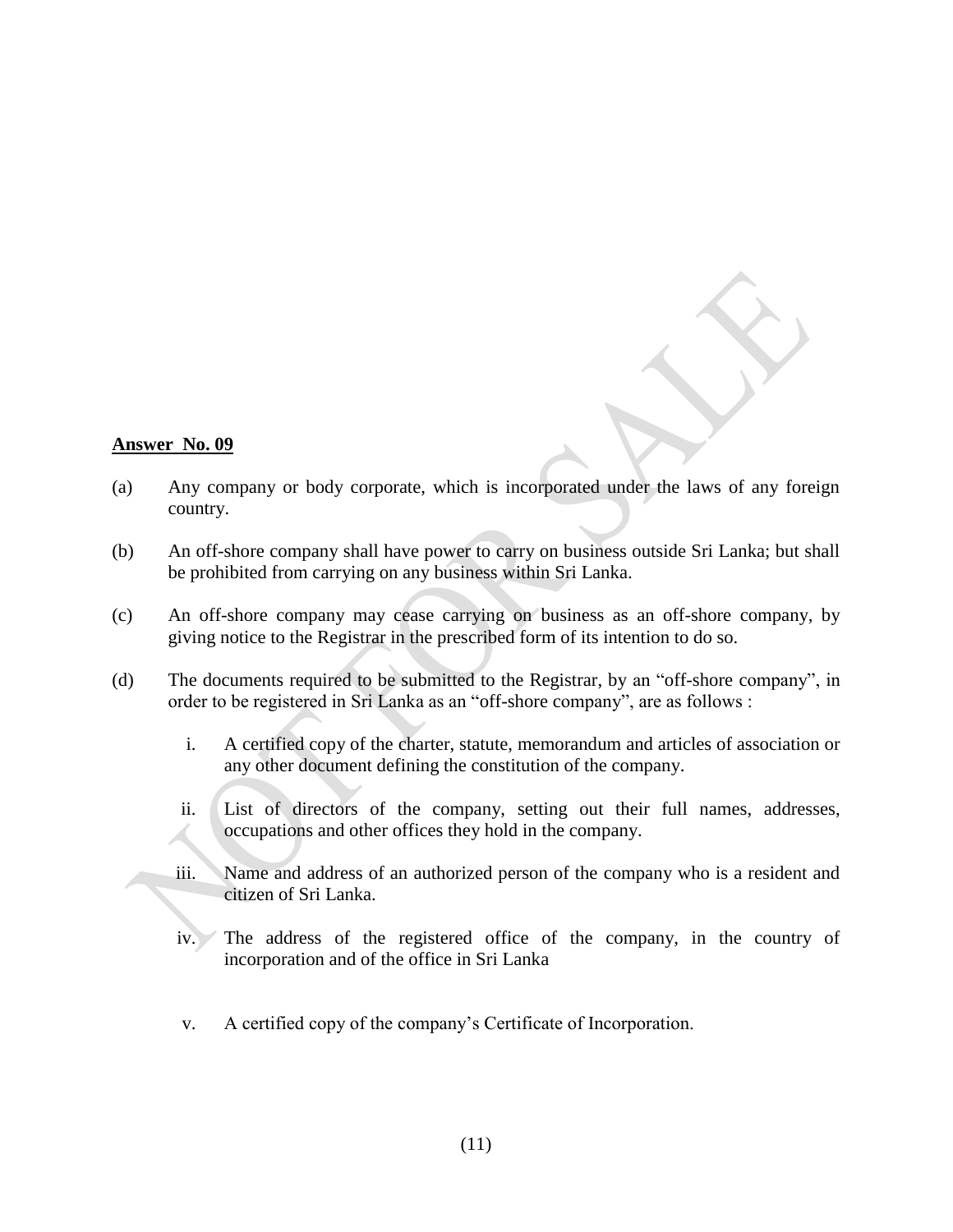**Answer No. 09**

(a) Any company or body corporate, which is incorporated under the laws of any foreign country.

(b) An off-shore company shall have power to carry on business outside Sri Lanka; but shall be prohibited from carrying on any business within Sri Lanka.

(c) An off-shore company may cease carrying on business as an off-shore company, by giving notice to the Registrar in the prescribed form of its intention to do so.

(d) The documents required to be submitted to the Registrar, by an "off-shore company", in order to be registered in Sri Lanka as an "off-shore company", are as follows :

   i. A certified copy of the charter, statute, memorandum and articles of association or any other document defining the constitution of the company.

   ii. List of directors of the company, setting out their full names, addresses, occupations and other offices they hold in the company.

   iii. Name and address of an authorized person of the company who is a resident and citizen of Sri Lanka.

   iv. The address of the registered office of the company, in the country of incorporation and of the office in Sri Lanka

   v. A certified copy of the company's Certificate of Incorporation.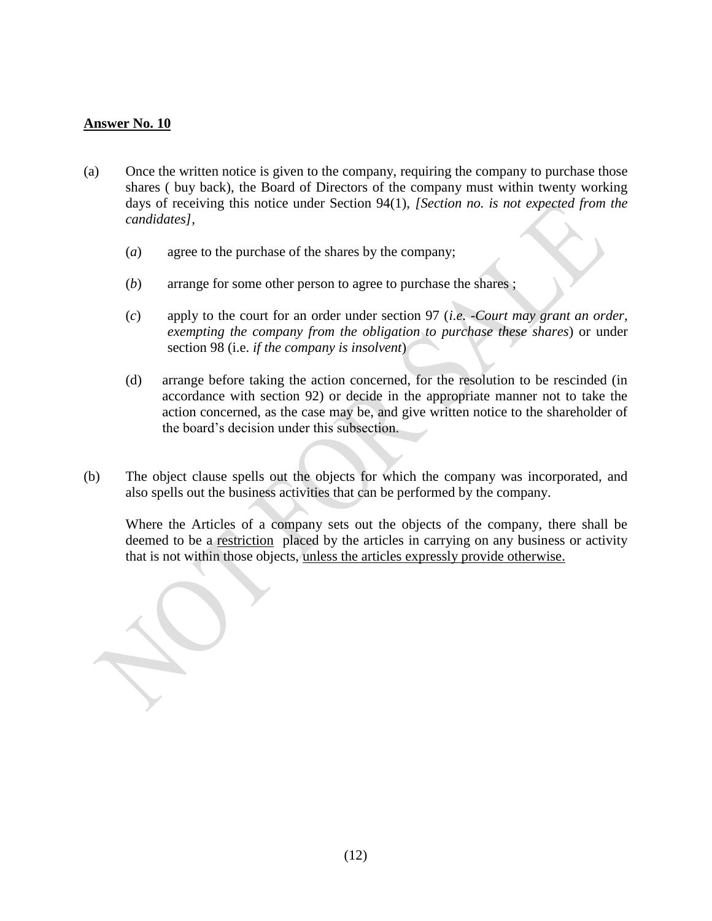**Answer No. 10**

(a) Once the written notice is given to the company, requiring the company to purchase those shares ( buy back), the Board of Directors of the company must within twenty working days of receiving this notice under Section 94(1), *[Section no. is not expected from the candidates]*,

   (*a*) agree to the purchase of the shares by the company;

   (*b*) arrange for some other person to agree to purchase the shares ;

   (*c*) apply to the court for an order under section 97 (*i.e. -Court may grant an order, exempting the company from the obligation to purchase these shares*) or under section 98 (i.e. *if the company is insolvent*)

   (d) arrange before taking the action concerned, for the resolution to be rescinded (in accordance with section 92) or decide in the appropriate manner not to take the action concerned, as the case may be, and give written notice to the shareholder of the board's decision under this subsection.

(b) The object clause spells out the objects for which the company was incorporated, and also spells out the business activities that can be performed by the company.

   Where the Articles of a company sets out the objects of the company, there shall be deemed to be a <u>restriction</u> placed by the articles in carrying on any business or activity that is not within those objects, <u>unless the articles expressly provide otherwise.</u>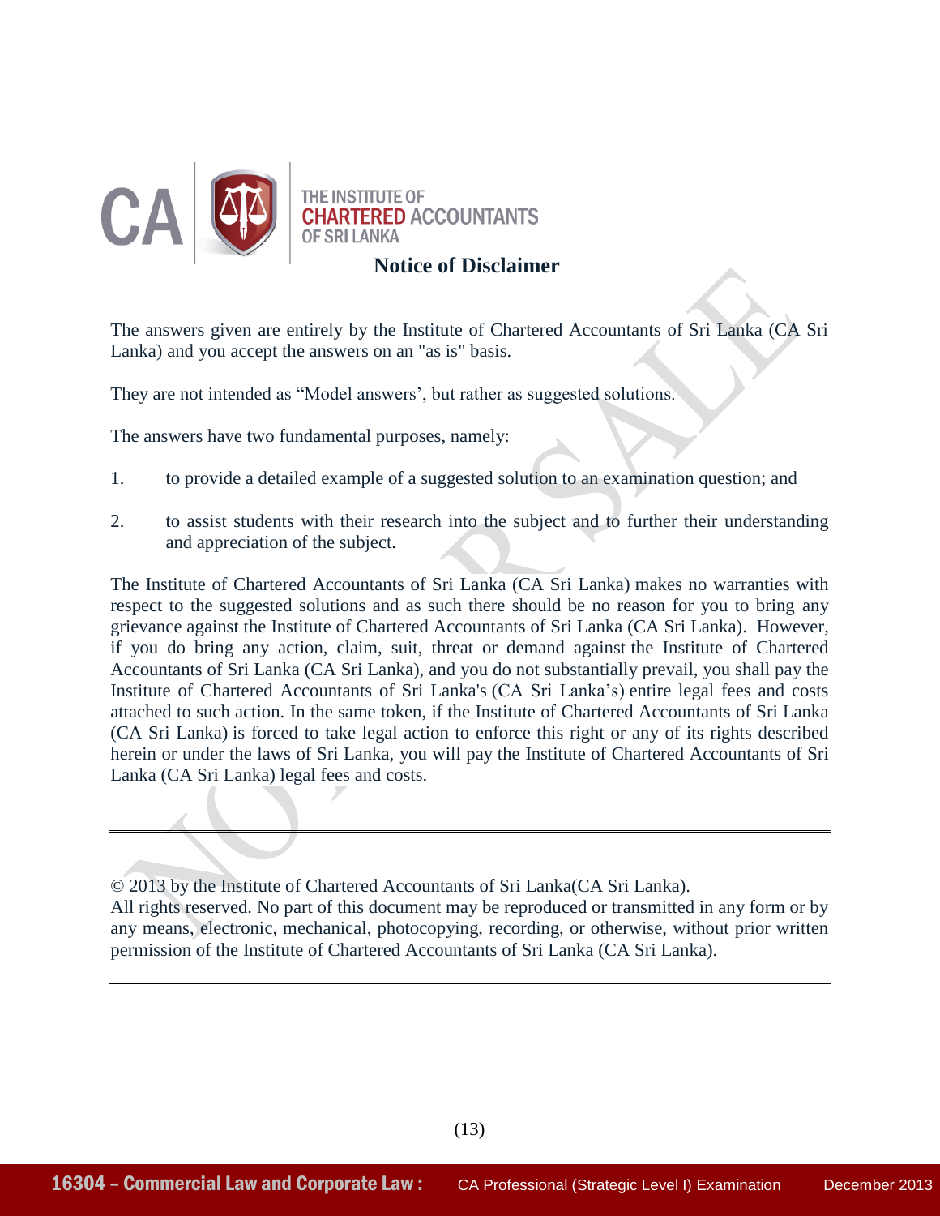THE INSTITUTE OF
CHARTERED ACCOUNTANTS
OF SRI LANKA

## Notice of Disclaimer

The answers given are entirely by the Institute of Chartered Accountants of Sri Lanka (CA Sri Lanka) and you accept the answers on an "as is" basis.

They are not intended as "Model answers', but rather as suggested solutions.

The answers have two fundamental purposes, namely:

1. to provide a detailed example of a suggested solution to an examination question; and
2. to assist students with their research into the subject and to further their understanding and appreciation of the subject.

The Institute of Chartered Accountants of Sri Lanka (CA Sri Lanka) makes no warranties with respect to the suggested solutions and as such there should be no reason for you to bring any grievance against the Institute of Chartered Accountants of Sri Lanka (CA Sri Lanka). However, if you do bring any action, claim, suit, threat or demand against the Institute of Chartered Accountants of Sri Lanka (CA Sri Lanka), and you do not substantially prevail, you shall pay the Institute of Chartered Accountants of Sri Lanka's (CA Sri Lanka's) entire legal fees and costs attached to such action. In the same token, if the Institute of Chartered Accountants of Sri Lanka (CA Sri Lanka) is forced to take legal action to enforce this right or any of its rights described herein or under the laws of Sri Lanka, you will pay the Institute of Chartered Accountants of Sri Lanka (CA Sri Lanka) legal fees and costs.

---

© 2013 by the Institute of Chartered Accountants of Sri Lanka(CA Sri Lanka).
All rights reserved. No part of this document may be reproduced or transmitted in any form or by any means, electronic, mechanical, photocopying, recording, or otherwise, without prior written permission of the Institute of Chartered Accountants of Sri Lanka (CA Sri Lanka).